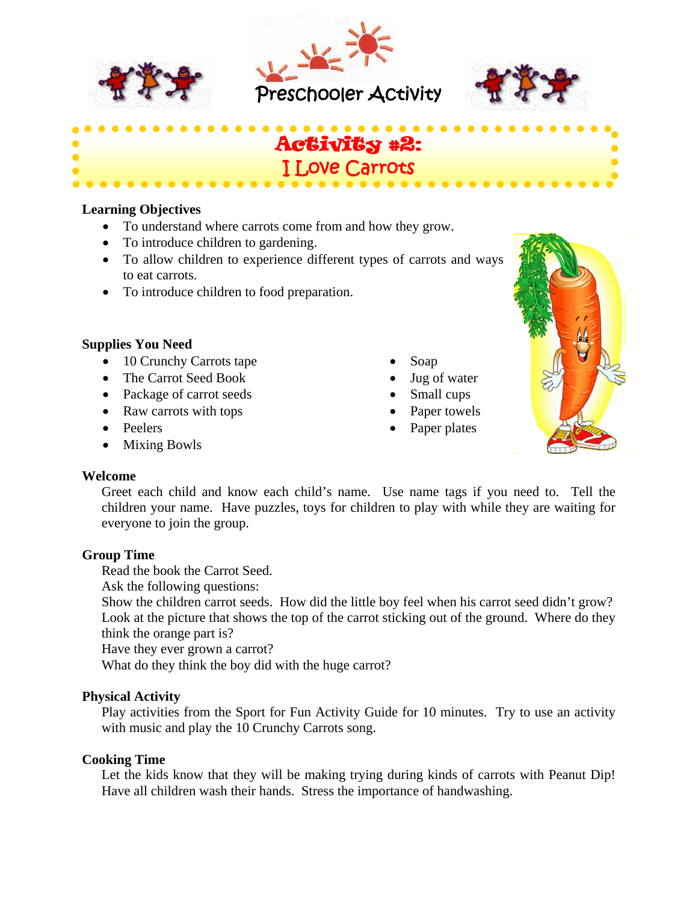Preschooler Activity

# Activity #2: I Love Carrots

**Learning Objectives**

- To understand where carrots come from and how they grow.
- To introduce children to gardening.
- To allow children to experience different types of carrots and ways to eat carrots.
- To introduce children to food preparation.

**Supplies You Need**

- 10 Crunchy Carrots tape
- The Carrot Seed Book
- Package of carrot seeds
- Raw carrots with tops
- Peelers
- Mixing Bowls
- Soap
- Jug of water
- Small cups
- Paper towels
- Paper plates

**Welcome**

Greet each child and know each child's name. Use name tags if you need to. Tell the children your name. Have puzzles, toys for children to play with while they are waiting for everyone to join the group.

**Group Time**

Read the book the Carrot Seed.
Ask the following questions:
Show the children carrot seeds. How did the little boy feel when his carrot seed didn't grow?
Look at the picture that shows the top of the carrot sticking out of the ground. Where do they think the orange part is?
Have they ever grown a carrot?
What do they think the boy did with the huge carrot?

**Physical Activity**

Play activities from the Sport for Fun Activity Guide for 10 minutes. Try to use an activity with music and play the 10 Crunchy Carrots song.

**Cooking Time**

Let the kids know that they will be making trying during kinds of carrots with Peanut Dip! Have all children wash their hands. Stress the importance of handwashing.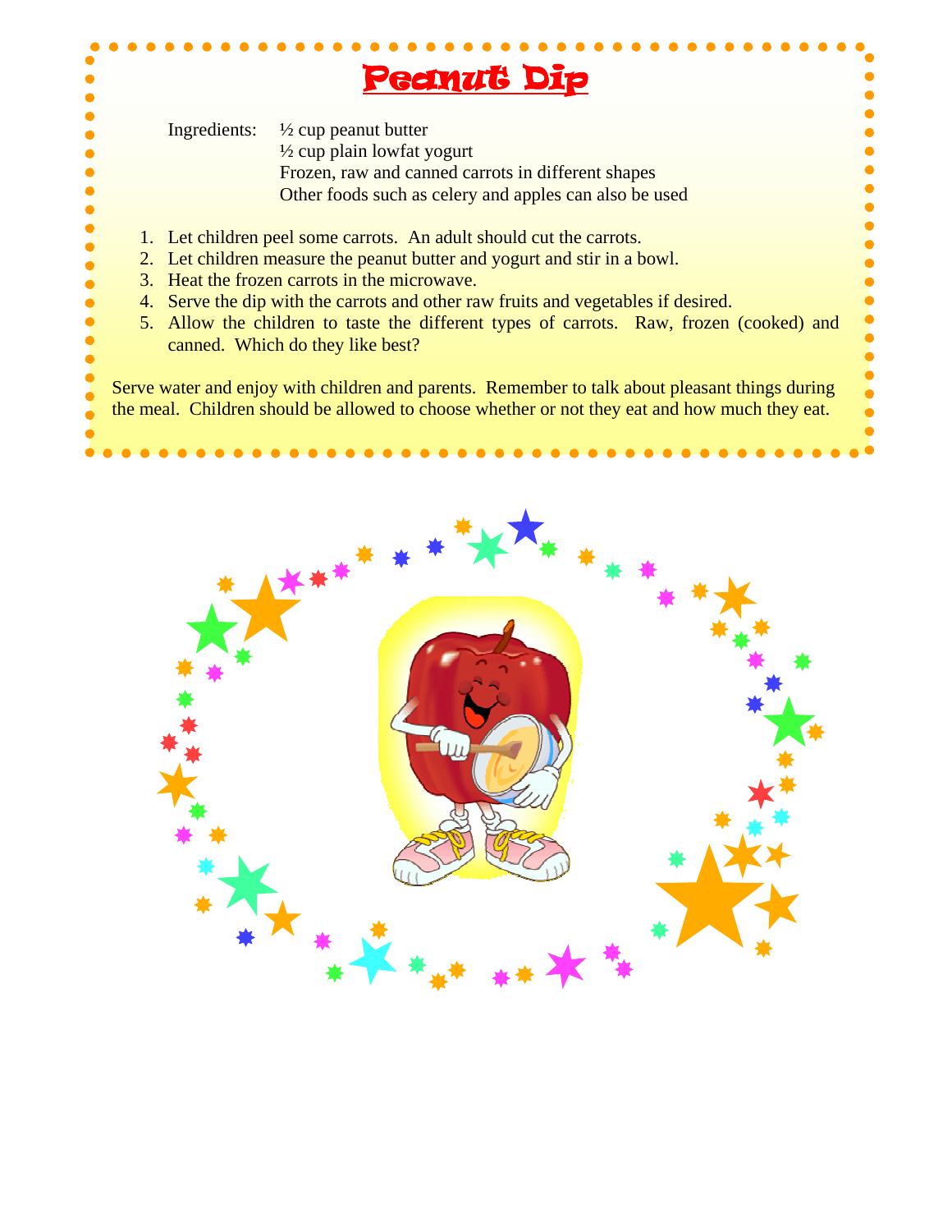# Peanut Dip

Ingredients:
- ½ cup peanut butter
- ½ cup plain lowfat yogurt
- Frozen, raw and canned carrots in different shapes
- Other foods such as celery and apples can also be used

1. Let children peel some carrots. An adult should cut the carrots.
2. Let children measure the peanut butter and yogurt and stir in a bowl.
3. Heat the frozen carrots in the microwave.
4. Serve the dip with the carrots and other raw fruits and vegetables if desired.
5. Allow the children to taste the different types of carrots. Raw, frozen (cooked) and canned. Which do they like best?

Serve water and enjoy with children and parents. Remember to talk about pleasant things during the meal. Children should be allowed to choose whether or not they eat and how much they eat.